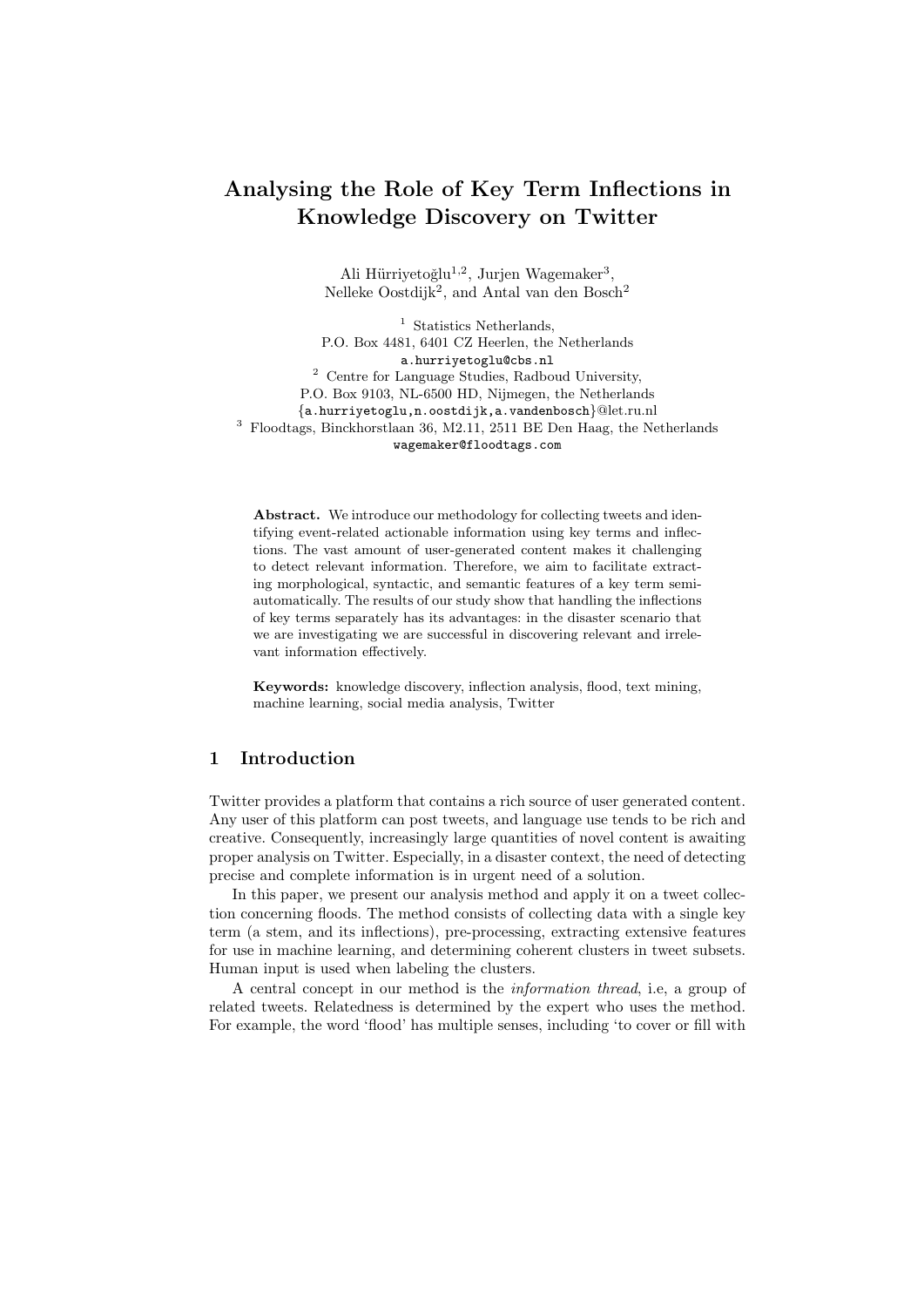# Analysing the Role of Key Term Inflections in Knowledge Discovery on Twitter

Ali Hürriyetoğlu[1,2], Jurjen Wagemaker[3], Nelleke Oostdijk[2], and Antal van den Bosch[2]

[1] Statistics Netherlands, P.O. Box 4481, 6401 CZ Heerlen, the Netherlands
a.hurriyetoglu@cbs.nl

[2] Centre for Language Studies, Radboud University, P.O. Box 9103, NL-6500 HD, Nijmegen, the Netherlands
{a.hurriyetoglu,n.oostdijk,a.vandenbosch}@let.ru.nl

[3] Floodtags, Binckhorstlaan 36, M2.11, 2511 BE Den Haag, the Netherlands
wagemaker@floodtags.com

**Abstract.** We introduce our methodology for collecting tweets and identifying event-related actionable information using key terms and inflections. The vast amount of user-generated content makes it challenging to detect relevant information. Therefore, we aim to facilitate extracting morphological, syntactic, and semantic features of a key term semi-automatically. The results of our study show that handling the inflections of key terms separately has its advantages: in the disaster scenario that we are investigating we are successful in discovering relevant and irrelevant information effectively.

**Keywords:** knowledge discovery, inflection analysis, flood, text mining, machine learning, social media analysis, Twitter

## 1 Introduction

Twitter provides a platform that contains a rich source of user generated content. Any user of this platform can post tweets, and language use tends to be rich and creative. Consequently, increasingly large quantities of novel content is awaiting proper analysis on Twitter. Especially, in a disaster context, the need of detecting precise and complete information is in urgent need of a solution.

In this paper, we present our analysis method and apply it on a tweet collection concerning floods. The method consists of collecting data with a single key term (a stem, and its inflections), pre-processing, extracting extensive features for use in machine learning, and determining coherent clusters in tweet subsets. Human input is used when labeling the clusters.

A central concept in our method is the *information thread*, i.e, a group of related tweets. Relatedness is determined by the expert who uses the method. For example, the word 'flood' has multiple senses, including 'to cover or fill with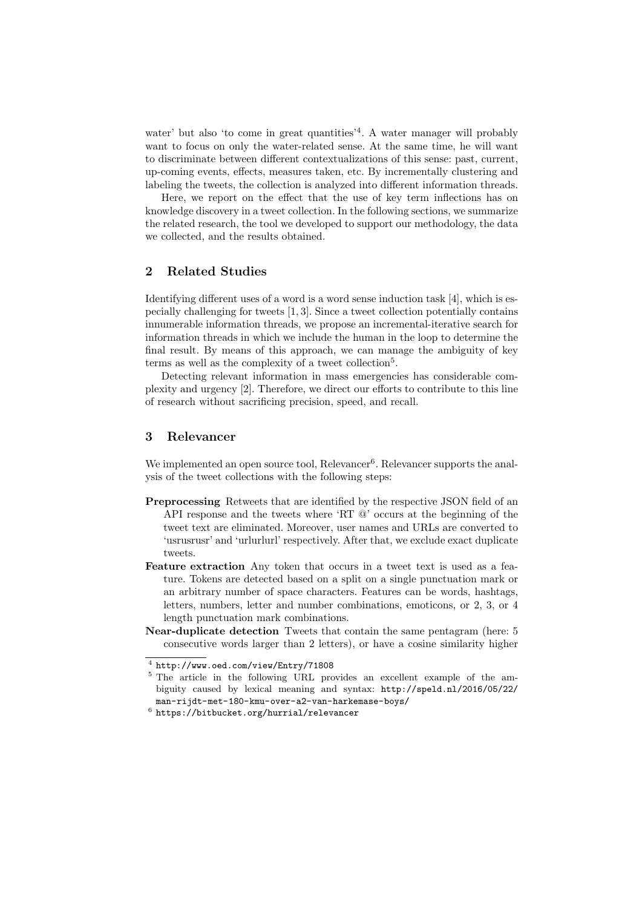water' but also 'to come in great quantities'[4]. A water manager will probably want to focus on only the water-related sense. At the same time, he will want to discriminate between different contextualizations of this sense: past, current, up-coming events, effects, measures taken, etc. By incrementally clustering and labeling the tweets, the collection is analyzed into different information threads.

Here, we report on the effect that the use of key term inflections has on knowledge discovery in a tweet collection. In the following sections, we summarize the related research, the tool we developed to support our methodology, the data we collected, and the results obtained.

## 2 Related Studies

Identifying different uses of a word is a word sense induction task [4], which is especially challenging for tweets [1, 3]. Since a tweet collection potentially contains innumerable information threads, we propose an incremental-iterative search for information threads in which we include the human in the loop to determine the final result. By means of this approach, we can manage the ambiguity of key terms as well as the complexity of a tweet collection[5].

Detecting relevant information in mass emergencies has considerable complexity and urgency [2]. Therefore, we direct our efforts to contribute to this line of research without sacrificing precision, speed, and recall.

## 3 Relevancer

We implemented an open source tool, Relevancer[6]. Relevancer supports the analysis of the tweet collections with the following steps:

- **Preprocessing** Retweets that are identified by the respective JSON field of an API response and the tweets where 'RT @' occurs at the beginning of the tweet text are eliminated. Moreover, user names and URLs are converted to 'usrusrusr' and 'urlurlurl' respectively. After that, we exclude exact duplicate tweets.
- **Feature extraction** Any token that occurs in a tweet text is used as a feature. Tokens are detected based on a split on a single punctuation mark or an arbitrary number of space characters. Features can be words, hashtags, letters, numbers, letter and number combinations, emoticons, or 2, 3, or 4 length punctuation mark combinations.
- **Near-duplicate detection** Tweets that contain the same pentagram (here: 5 consecutive words larger than 2 letters), or have a cosine similarity higher

---

[4] http://www.oed.com/view/Entry/71808

[5] The article in the following URL provides an excellent example of the ambiguity caused by lexical meaning and syntax: http://speld.nl/2016/05/22/man-rijdt-met-180-kmu-over-a2-van-harkemase-boys/

[6] https://bitbucket.org/hurrial/relevancer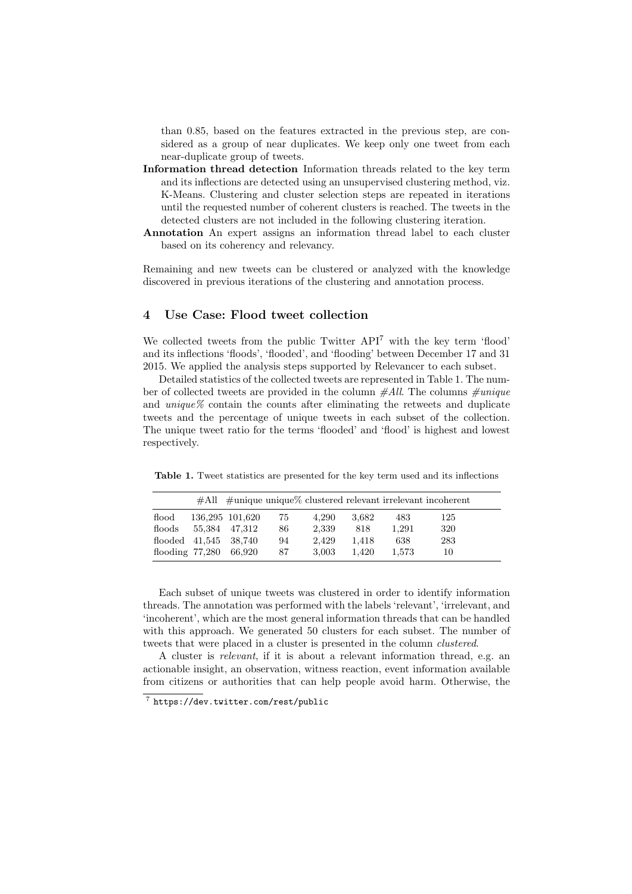than 0.85, based on the features extracted in the previous step, are considered as a group of near duplicates. We keep only one tweet from each near-duplicate group of tweets.

**Information thread detection** Information threads related to the key term and its inflections are detected using an unsupervised clustering method, viz. K-Means. Clustering and cluster selection steps are repeated in iterations until the requested number of coherent clusters is reached. The tweets in the detected clusters are not included in the following clustering iteration.

**Annotation** An expert assigns an information thread label to each cluster based on its coherency and relevancy.

Remaining and new tweets can be clustered or analyzed with the knowledge discovered in previous iterations of the clustering and annotation process.

## 4 Use Case: Flood tweet collection

We collected tweets from the public Twitter API[7] with the key term 'flood' and its inflections 'floods', 'flooded', and 'flooding' between December 17 and 31 2015. We applied the analysis steps supported by Relevancer to each subset.

Detailed statistics of the collected tweets are represented in Table 1. The number of collected tweets are provided in the column *#All*. The columns *#unique* and *unique%* contain the counts after eliminating the retweets and duplicate tweets and the percentage of unique tweets in each subset of the collection. The unique tweet ratio for the terms 'flooded' and 'flood' is highest and lowest respectively.

**Table 1.** Tweet statistics are presented for the key term used and its inflections

| | #All | #unique | unique% | clustered | relevant | irrelevant | incoherent |
|---|---|---|---|---|---|---|---|
| flood | 136,295 | 101,620 | 75 | 4,290 | 3,682 | 483 | 125 |
| floods | 55,384 | 47,312 | 86 | 2,339 | 818 | 1,291 | 320 |
| flooded | 41,545 | 38,740 | 94 | 2,429 | 1,418 | 638 | 283 |
| flooding | 77,280 | 66,920 | 87 | 3,003 | 1,420 | 1,573 | 10 |

Each subset of unique tweets was clustered in order to identify information threads. The annotation was performed with the labels 'relevant', 'irrelevant, and 'incoherent', which are the most general information threads that can be handled with this approach. We generated 50 clusters for each subset. The number of tweets that were placed in a cluster is presented in the column *clustered*.

A cluster is *relevant*, if it is about a relevant information thread, e.g. an actionable insight, an observation, witness reaction, event information available from citizens or authorities that can help people avoid harm. Otherwise, the

[7] https://dev.twitter.com/rest/public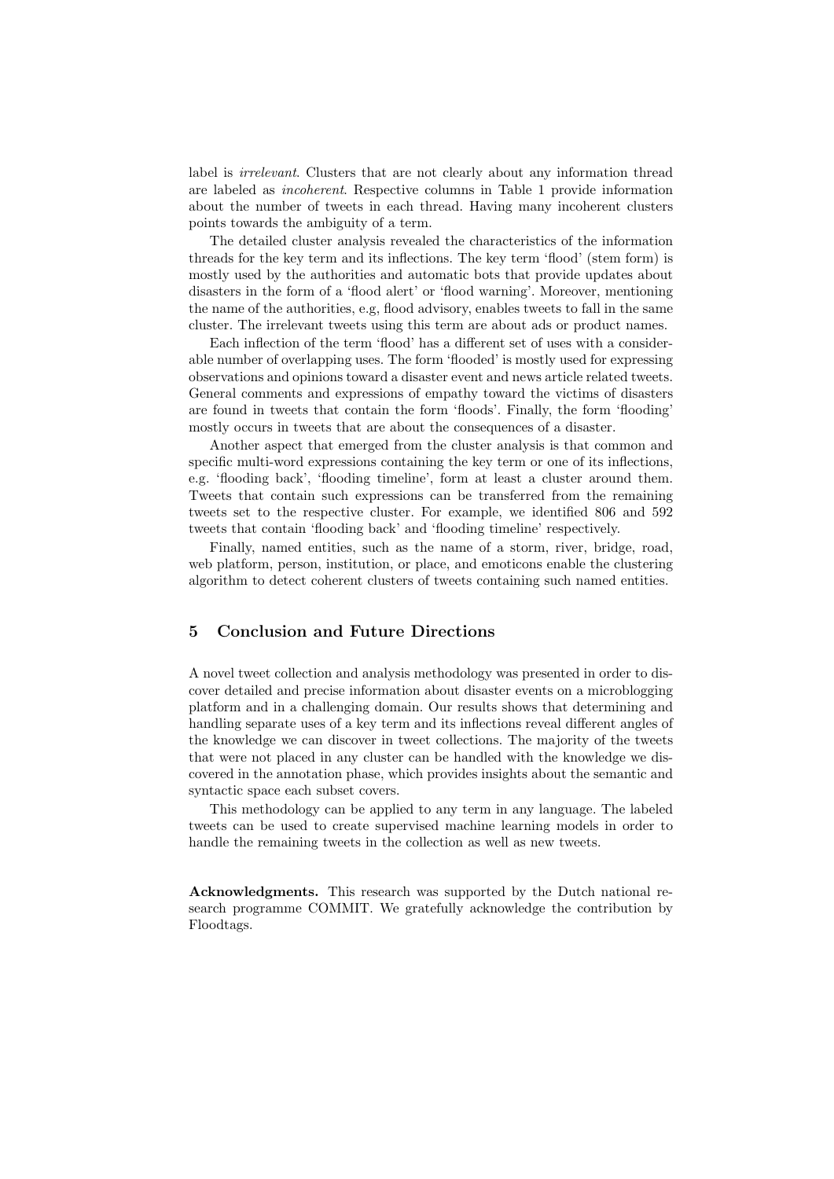label is *irrelevant*. Clusters that are not clearly about any information thread are labeled as *incoherent*. Respective columns in Table 1 provide information about the number of tweets in each thread. Having many incoherent clusters points towards the ambiguity of a term.

The detailed cluster analysis revealed the characteristics of the information threads for the key term and its inflections. The key term 'flood' (stem form) is mostly used by the authorities and automatic bots that provide updates about disasters in the form of a 'flood alert' or 'flood warning'. Moreover, mentioning the name of the authorities, e.g, flood advisory, enables tweets to fall in the same cluster. The irrelevant tweets using this term are about ads or product names.

Each inflection of the term 'flood' has a different set of uses with a considerable number of overlapping uses. The form 'flooded' is mostly used for expressing observations and opinions toward a disaster event and news article related tweets. General comments and expressions of empathy toward the victims of disasters are found in tweets that contain the form 'floods'. Finally, the form 'flooding' mostly occurs in tweets that are about the consequences of a disaster.

Another aspect that emerged from the cluster analysis is that common and specific multi-word expressions containing the key term or one of its inflections, e.g. 'flooding back', 'flooding timeline', form at least a cluster around them. Tweets that contain such expressions can be transferred from the remaining tweets set to the respective cluster. For example, we identified 806 and 592 tweets that contain 'flooding back' and 'flooding timeline' respectively.

Finally, named entities, such as the name of a storm, river, bridge, road, web platform, person, institution, or place, and emoticons enable the clustering algorithm to detect coherent clusters of tweets containing such named entities.

## 5 Conclusion and Future Directions

A novel tweet collection and analysis methodology was presented in order to discover detailed and precise information about disaster events on a microblogging platform and in a challenging domain. Our results shows that determining and handling separate uses of a key term and its inflections reveal different angles of the knowledge we can discover in tweet collections. The majority of the tweets that were not placed in any cluster can be handled with the knowledge we discovered in the annotation phase, which provides insights about the semantic and syntactic space each subset covers.

This methodology can be applied to any term in any language. The labeled tweets can be used to create supervised machine learning models in order to handle the remaining tweets in the collection as well as new tweets.

**Acknowledgments.** This research was supported by the Dutch national research programme COMMIT. We gratefully acknowledge the contribution by Floodtags.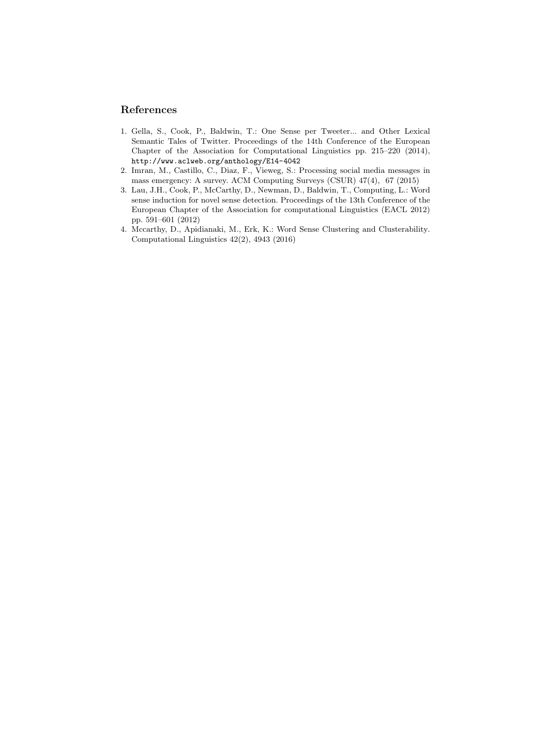## References

1. Gella, S., Cook, P., Baldwin, T.: One Sense per Tweeter... and Other Lexical Semantic Tales of Twitter. Proceedings of the 14th Conference of the European Chapter of the Association for Computational Linguistics pp. 215–220 (2014), http://www.aclweb.org/anthology/E14-4042
2. Imran, M., Castillo, C., Diaz, F., Vieweg, S.: Processing social media messages in mass emergency: A survey. ACM Computing Surveys (CSUR) 47(4), 67 (2015)
3. Lau, J.H., Cook, P., McCarthy, D., Newman, D., Baldwin, T., Computing, L.: Word sense induction for novel sense detection. Proceedings of the 13th Conference of the European Chapter of the Association for computational Linguistics (EACL 2012) pp. 591–601 (2012)
4. Mccarthy, D., Apidianaki, M., Erk, K.: Word Sense Clustering and Clusterability. Computational Linguistics 42(2), 4943 (2016)